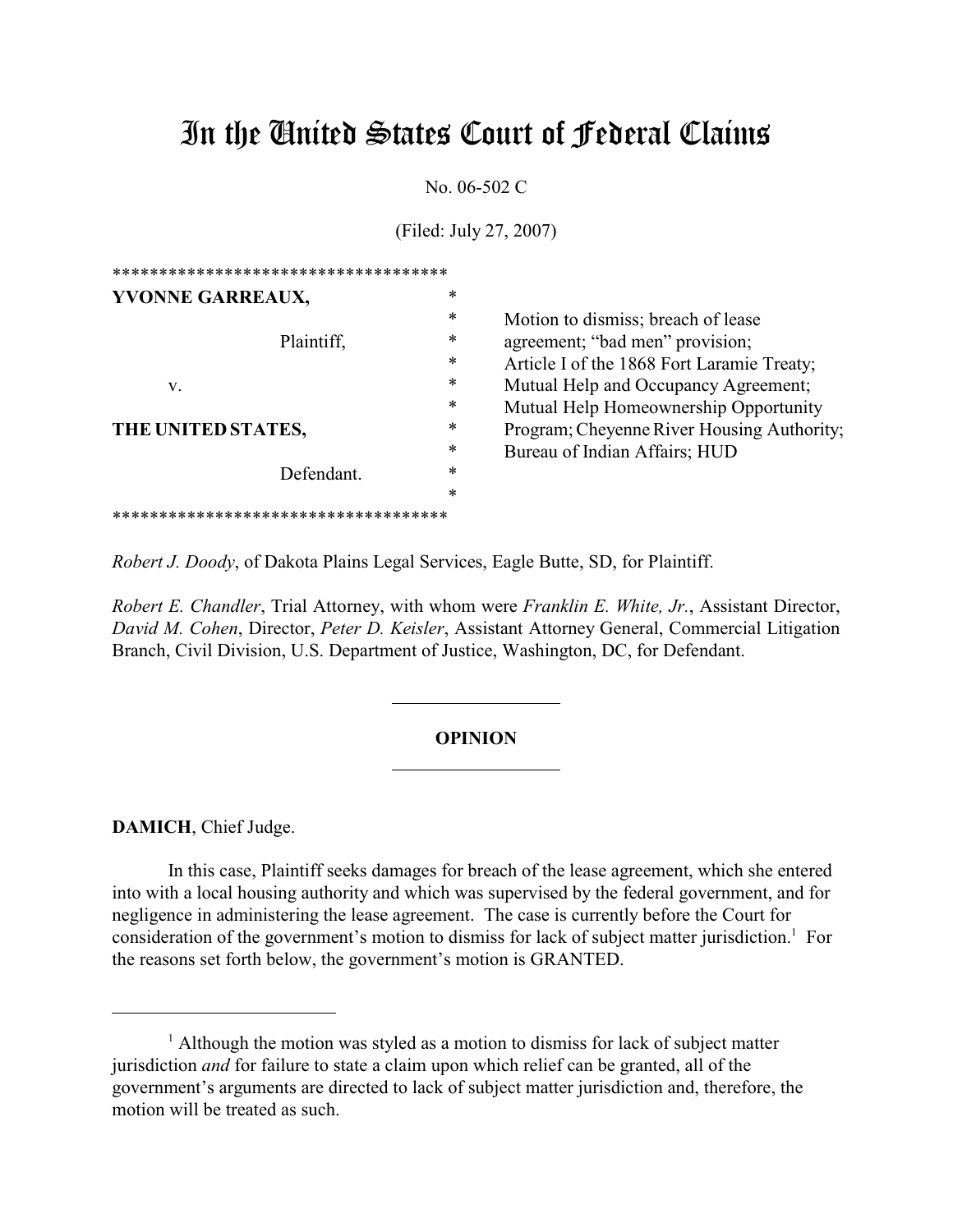# In the United States Court of Federal Claims

No. 06-502 C

(Filed: July 27, 2007)

| | |
|---|---|
| **YVONNE GARREAUX,** Plaintiff, v. **THE UNITED STATES,** Defendant. | Motion to dismiss; breach of lease agreement; "bad men" provision; Article I of the 1868 Fort Laramie Treaty; Mutual Help and Occupancy Agreement; Mutual Help Homeownership Opportunity Program; Cheyenne River Housing Authority; Bureau of Indian Affairs; HUD |

*Robert J. Doody*, of Dakota Plains Legal Services, Eagle Butte, SD, for Plaintiff.

*Robert E. Chandler*, Trial Attorney, with whom were *Franklin E. White, Jr.*, Assistant Director, *David M. Cohen*, Director, *Peter D. Keisler*, Assistant Attorney General, Commercial Litigation Branch, Civil Division, U.S. Department of Justice, Washington, DC, for Defendant.

## OPINION

**DAMICH**, Chief Judge.

In this case, Plaintiff seeks damages for breach of the lease agreement, which she entered into with a local housing authority and which was supervised by the federal government, and for negligence in administering the lease agreement. The case is currently before the Court for consideration of the government's motion to dismiss for lack of subject matter jurisdiction.[1] For the reasons set forth below, the government's motion is GRANTED.

[1] Although the motion was styled as a motion to dismiss for lack of subject matter jurisdiction *and* for failure to state a claim upon which relief can be granted, all of the government's arguments are directed to lack of subject matter jurisdiction and, therefore, the motion will be treated as such.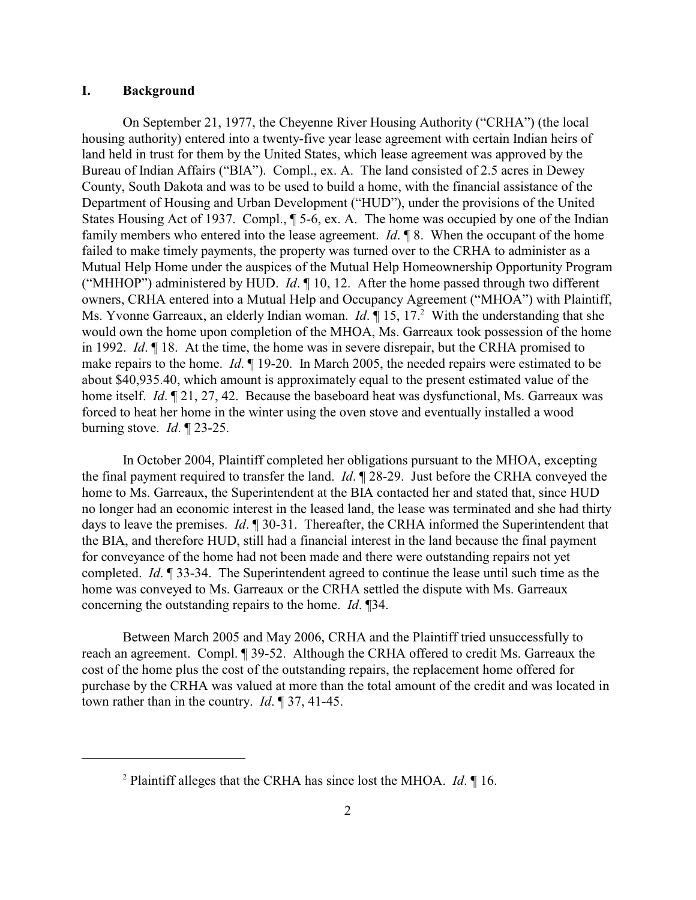## I. Background

On September 21, 1977, the Cheyenne River Housing Authority ("CRHA") (the local housing authority) entered into a twenty-five year lease agreement with certain Indian heirs of land held in trust for them by the United States, which lease agreement was approved by the Bureau of Indian Affairs ("BIA"). Compl., ex. A. The land consisted of 2.5 acres in Dewey County, South Dakota and was to be used to build a home, with the financial assistance of the Department of Housing and Urban Development ("HUD"), under the provisions of the United States Housing Act of 1937. Compl., ¶ 5-6, ex. A. The home was occupied by one of the Indian family members who entered into the lease agreement. *Id*. ¶ 8. When the occupant of the home failed to make timely payments, the property was turned over to the CRHA to administer as a Mutual Help Home under the auspices of the Mutual Help Homeownership Opportunity Program ("MHHOP") administered by HUD. *Id*. ¶ 10, 12. After the home passed through two different owners, CRHA entered into a Mutual Help and Occupancy Agreement ("MHOA") with Plaintiff, Ms. Yvonne Garreaux, an elderly Indian woman. *Id*. ¶ 15, 17.[2] With the understanding that she would own the home upon completion of the MHOA, Ms. Garreaux took possession of the home in 1992. *Id*. ¶ 18. At the time, the home was in severe disrepair, but the CRHA promised to make repairs to the home. *Id*. ¶ 19-20. In March 2005, the needed repairs were estimated to be about $40,935.40, which amount is approximately equal to the present estimated value of the home itself. *Id*. ¶ 21, 27, 42. Because the baseboard heat was dysfunctional, Ms. Garreaux was forced to heat her home in the winter using the oven stove and eventually installed a wood burning stove. *Id*. ¶ 23-25.

In October 2004, Plaintiff completed her obligations pursuant to the MHOA, excepting the final payment required to transfer the land. *Id*. ¶ 28-29. Just before the CRHA conveyed the home to Ms. Garreaux, the Superintendent at the BIA contacted her and stated that, since HUD no longer had an economic interest in the leased land, the lease was terminated and she had thirty days to leave the premises. *Id*. ¶ 30-31. Thereafter, the CRHA informed the Superintendent that the BIA, and therefore HUD, still had a financial interest in the land because the final payment for conveyance of the home had not been made and there were outstanding repairs not yet completed. *Id*. ¶ 33-34. The Superintendent agreed to continue the lease until such time as the home was conveyed to Ms. Garreaux or the CRHA settled the dispute with Ms. Garreaux concerning the outstanding repairs to the home. *Id*. ¶34.

Between March 2005 and May 2006, CRHA and the Plaintiff tried unsuccessfully to reach an agreement. Compl. ¶ 39-52. Although the CRHA offered to credit Ms. Garreaux the cost of the home plus the cost of the outstanding repairs, the replacement home offered for purchase by the CRHA was valued at more than the total amount of the credit and was located in town rather than in the country. *Id*. ¶ 37, 41-45.

---

[2] Plaintiff alleges that the CRHA has since lost the MHOA. *Id*. ¶ 16.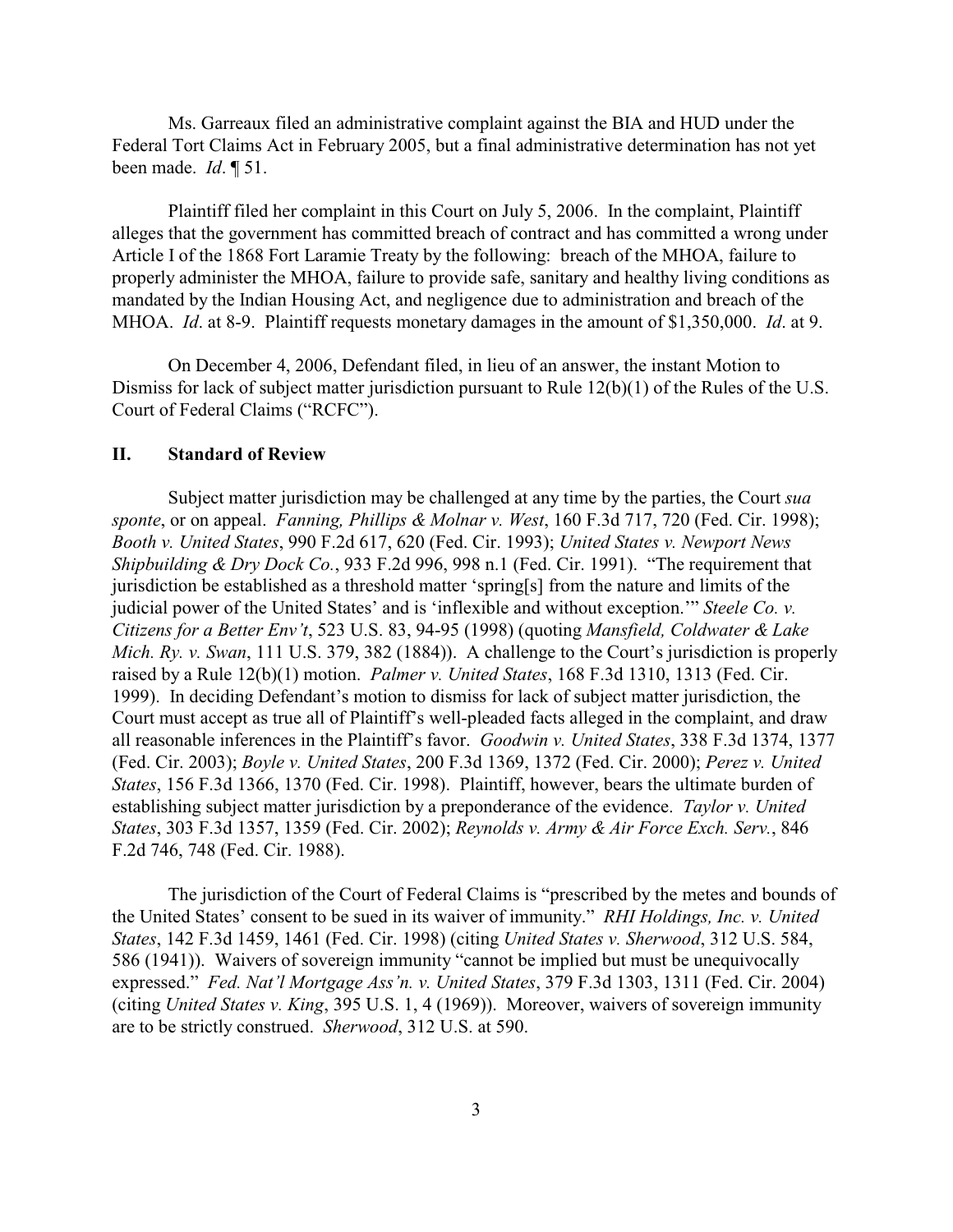Ms. Garreaux filed an administrative complaint against the BIA and HUD under the Federal Tort Claims Act in February 2005, but a final administrative determination has not yet been made. *Id*. ¶ 51.

Plaintiff filed her complaint in this Court on July 5, 2006. In the complaint, Plaintiff alleges that the government has committed breach of contract and has committed a wrong under Article I of the 1868 Fort Laramie Treaty by the following: breach of the MHOA, failure to properly administer the MHOA, failure to provide safe, sanitary and healthy living conditions as mandated by the Indian Housing Act, and negligence due to administration and breach of the MHOA. *Id*. at 8-9. Plaintiff requests monetary damages in the amount of $1,350,000. *Id*. at 9.

On December 4, 2006, Defendant filed, in lieu of an answer, the instant Motion to Dismiss for lack of subject matter jurisdiction pursuant to Rule 12(b)(1) of the Rules of the U.S. Court of Federal Claims ("RCFC").

## II. Standard of Review

Subject matter jurisdiction may be challenged at any time by the parties, the Court *sua sponte*, or on appeal. *Fanning, Phillips & Molnar v. West*, 160 F.3d 717, 720 (Fed. Cir. 1998); *Booth v. United States*, 990 F.2d 617, 620 (Fed. Cir. 1993); *United States v. Newport News Shipbuilding & Dry Dock Co.*, 933 F.2d 996, 998 n.1 (Fed. Cir. 1991). "The requirement that jurisdiction be established as a threshold matter 'spring[s] from the nature and limits of the judicial power of the United States' and is 'inflexible and without exception.'" *Steele Co. v. Citizens for a Better Env't*, 523 U.S. 83, 94-95 (1998) (quoting *Mansfield, Coldwater & Lake Mich. Ry. v. Swan*, 111 U.S. 379, 382 (1884)). A challenge to the Court's jurisdiction is properly raised by a Rule 12(b)(1) motion. *Palmer v. United States*, 168 F.3d 1310, 1313 (Fed. Cir. 1999). In deciding Defendant's motion to dismiss for lack of subject matter jurisdiction, the Court must accept as true all of Plaintiff's well-pleaded facts alleged in the complaint, and draw all reasonable inferences in the Plaintiff's favor. *Goodwin v. United States*, 338 F.3d 1374, 1377 (Fed. Cir. 2003); *Boyle v. United States*, 200 F.3d 1369, 1372 (Fed. Cir. 2000); *Perez v. United States*, 156 F.3d 1366, 1370 (Fed. Cir. 1998). Plaintiff, however, bears the ultimate burden of establishing subject matter jurisdiction by a preponderance of the evidence. *Taylor v. United States*, 303 F.3d 1357, 1359 (Fed. Cir. 2002); *Reynolds v. Army & Air Force Exch. Serv.*, 846 F.2d 746, 748 (Fed. Cir. 1988).

The jurisdiction of the Court of Federal Claims is "prescribed by the metes and bounds of the United States' consent to be sued in its waiver of immunity." *RHI Holdings, Inc. v. United States*, 142 F.3d 1459, 1461 (Fed. Cir. 1998) (citing *United States v. Sherwood*, 312 U.S. 584, 586 (1941)). Waivers of sovereign immunity "cannot be implied but must be unequivocally expressed." *Fed. Nat'l Mortgage Ass'n. v. United States*, 379 F.3d 1303, 1311 (Fed. Cir. 2004) (citing *United States v. King*, 395 U.S. 1, 4 (1969)). Moreover, waivers of sovereign immunity are to be strictly construed. *Sherwood*, 312 U.S. at 590.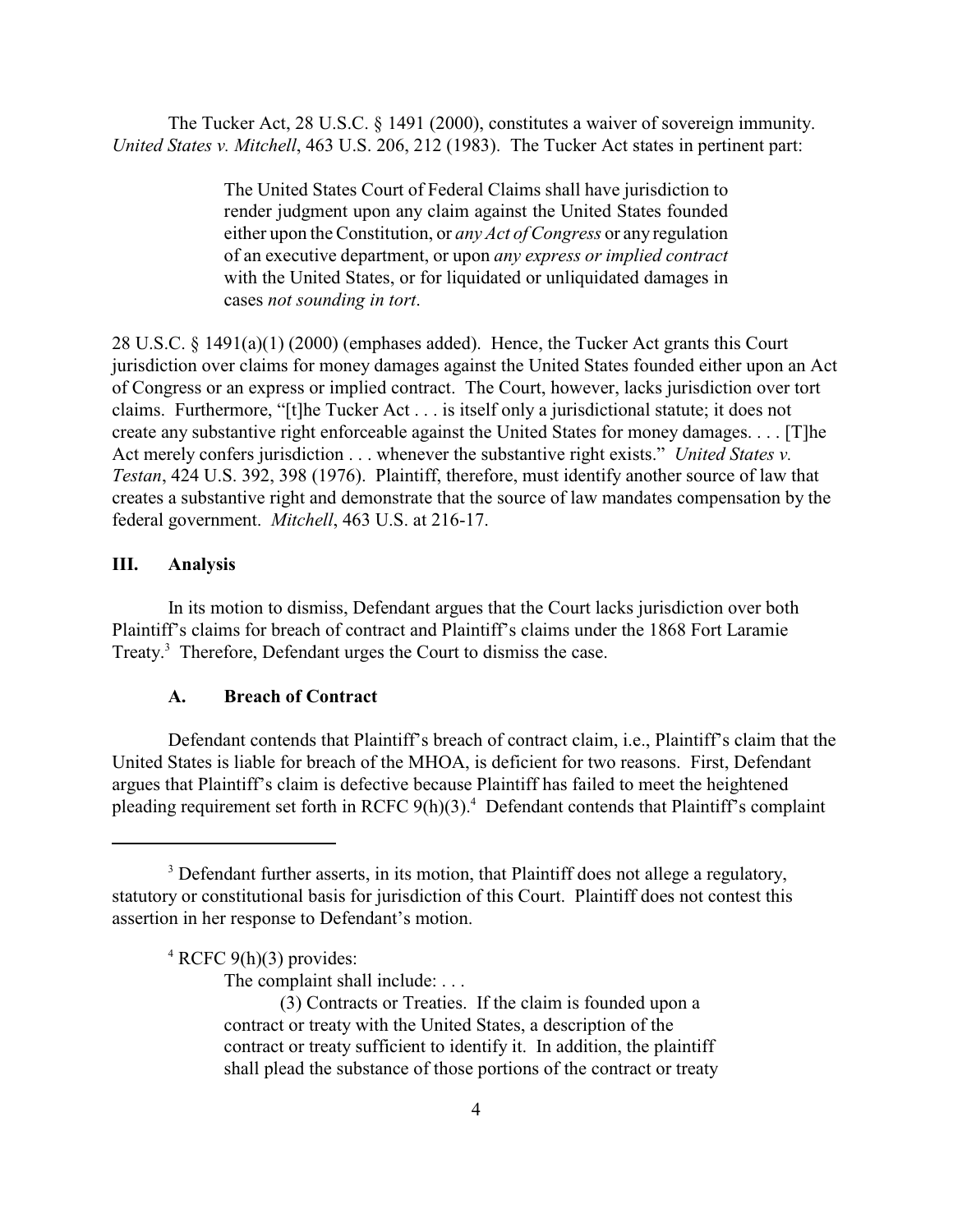The Tucker Act, 28 U.S.C. § 1491 (2000), constitutes a waiver of sovereign immunity. *United States v. Mitchell*, 463 U.S. 206, 212 (1983). The Tucker Act states in pertinent part:

> The United States Court of Federal Claims shall have jurisdiction to render judgment upon any claim against the United States founded either upon the Constitution, or *any Act of Congress* or any regulation of an executive department, or upon *any express or implied contract* with the United States, or for liquidated or unliquidated damages in cases *not sounding in tort*.

28 U.S.C. § 1491(a)(1) (2000) (emphases added). Hence, the Tucker Act grants this Court jurisdiction over claims for money damages against the United States founded either upon an Act of Congress or an express or implied contract. The Court, however, lacks jurisdiction over tort claims. Furthermore, "[t]he Tucker Act . . . is itself only a jurisdictional statute; it does not create any substantive right enforceable against the United States for money damages. . . . [T]he Act merely confers jurisdiction . . . whenever the substantive right exists." *United States v. Testan*, 424 U.S. 392, 398 (1976). Plaintiff, therefore, must identify another source of law that creates a substantive right and demonstrate that the source of law mandates compensation by the federal government. *Mitchell*, 463 U.S. at 216-17.

## III. Analysis

In its motion to dismiss, Defendant argues that the Court lacks jurisdiction over both Plaintiff's claims for breach of contract and Plaintiff's claims under the 1868 Fort Laramie Treaty.[3] Therefore, Defendant urges the Court to dismiss the case.

### A. Breach of Contract

Defendant contends that Plaintiff's breach of contract claim, i.e., Plaintiff's claim that the United States is liable for breach of the MHOA, is deficient for two reasons. First, Defendant argues that Plaintiff's claim is defective because Plaintiff has failed to meet the heightened pleading requirement set forth in RCFC 9(h)(3).[4] Defendant contends that Plaintiff's complaint

---

[3] Defendant further asserts, in its motion, that Plaintiff does not allege a regulatory, statutory or constitutional basis for jurisdiction of this Court. Plaintiff does not contest this assertion in her response to Defendant's motion.

[4] RCFC 9(h)(3) provides:

> The complaint shall include: . . .
>
> (3) Contracts or Treaties. If the claim is founded upon a contract or treaty with the United States, a description of the contract or treaty sufficient to identify it. In addition, the plaintiff shall plead the substance of those portions of the contract or treaty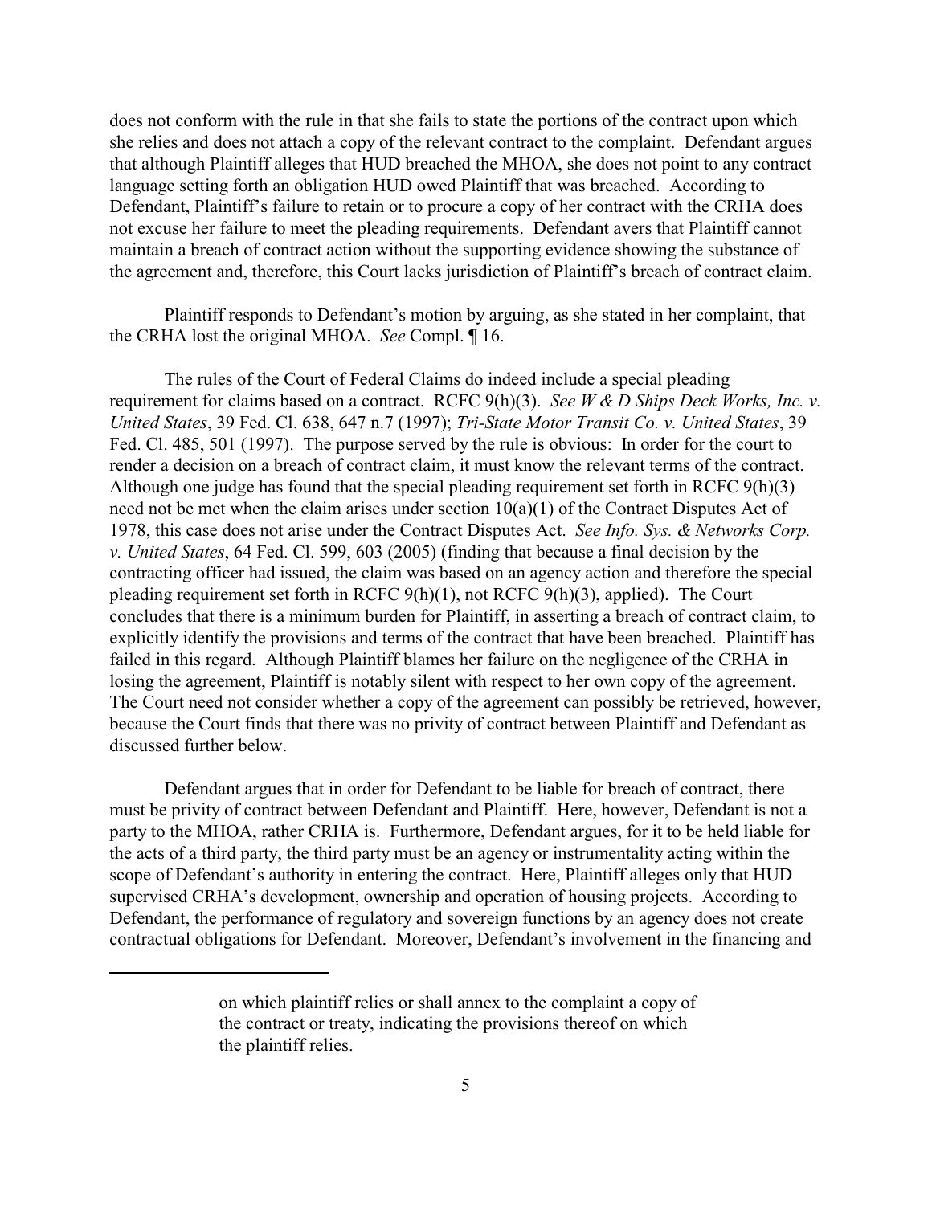does not conform with the rule in that she fails to state the portions of the contract upon which she relies and does not attach a copy of the relevant contract to the complaint. Defendant argues that although Plaintiff alleges that HUD breached the MHOA, she does not point to any contract language setting forth an obligation HUD owed Plaintiff that was breached. According to Defendant, Plaintiff's failure to retain or to procure a copy of her contract with the CRHA does not excuse her failure to meet the pleading requirements. Defendant avers that Plaintiff cannot maintain a breach of contract action without the supporting evidence showing the substance of the agreement and, therefore, this Court lacks jurisdiction of Plaintiff's breach of contract claim.

Plaintiff responds to Defendant's motion by arguing, as she stated in her complaint, that the CRHA lost the original MHOA. *See* Compl. ¶ 16.

The rules of the Court of Federal Claims do indeed include a special pleading requirement for claims based on a contract. RCFC 9(h)(3). *See W & D Ships Deck Works, Inc. v. United States*, 39 Fed. Cl. 638, 647 n.7 (1997); *Tri-State Motor Transit Co. v. United States*, 39 Fed. Cl. 485, 501 (1997). The purpose served by the rule is obvious: In order for the court to render a decision on a breach of contract claim, it must know the relevant terms of the contract. Although one judge has found that the special pleading requirement set forth in RCFC 9(h)(3) need not be met when the claim arises under section 10(a)(1) of the Contract Disputes Act of 1978, this case does not arise under the Contract Disputes Act. *See Info. Sys. & Networks Corp. v. United States*, 64 Fed. Cl. 599, 603 (2005) (finding that because a final decision by the contracting officer had issued, the claim was based on an agency action and therefore the special pleading requirement set forth in RCFC 9(h)(1), not RCFC 9(h)(3), applied). The Court concludes that there is a minimum burden for Plaintiff, in asserting a breach of contract claim, to explicitly identify the provisions and terms of the contract that have been breached. Plaintiff has failed in this regard. Although Plaintiff blames her failure on the negligence of the CRHA in losing the agreement, Plaintiff is notably silent with respect to her own copy of the agreement. The Court need not consider whether a copy of the agreement can possibly be retrieved, however, because the Court finds that there was no privity of contract between Plaintiff and Defendant as discussed further below.

Defendant argues that in order for Defendant to be liable for breach of contract, there must be privity of contract between Defendant and Plaintiff. Here, however, Defendant is not a party to the MHOA, rather CRHA is. Furthermore, Defendant argues, for it to be held liable for the acts of a third party, the third party must be an agency or instrumentality acting within the scope of Defendant's authority in entering the contract. Here, Plaintiff alleges only that HUD supervised CRHA's development, ownership and operation of housing projects. According to Defendant, the performance of regulatory and sovereign functions by an agency does not create contractual obligations for Defendant. Moreover, Defendant's involvement in the financing and

---

> on which plaintiff relies or shall annex to the complaint a copy of the contract or treaty, indicating the provisions thereof on which the plaintiff relies.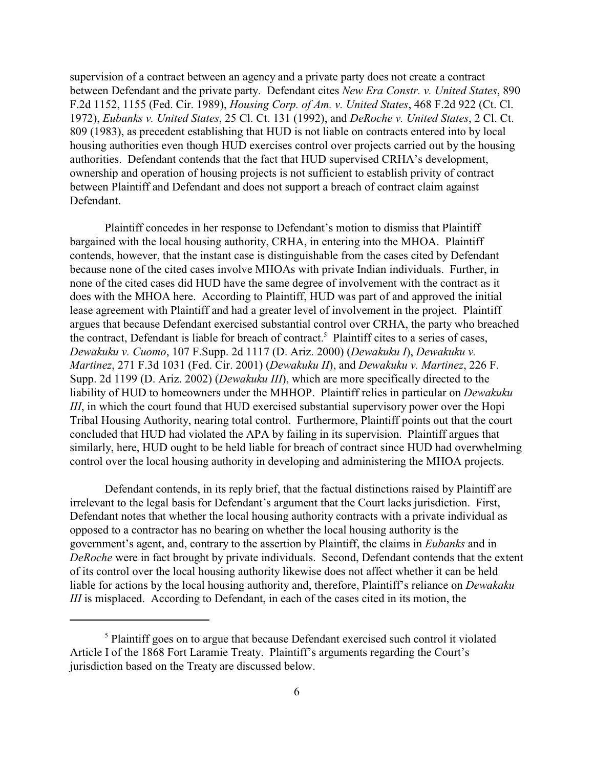supervision of a contract between an agency and a private party does not create a contract between Defendant and the private party. Defendant cites *New Era Constr. v. United States*, 890 F.2d 1152, 1155 (Fed. Cir. 1989), *Housing Corp. of Am. v. United States*, 468 F.2d 922 (Ct. Cl. 1972), *Eubanks v. United States*, 25 Cl. Ct. 131 (1992), and *DeRoche v. United States*, 2 Cl. Ct. 809 (1983), as precedent establishing that HUD is not liable on contracts entered into by local housing authorities even though HUD exercises control over projects carried out by the housing authorities. Defendant contends that the fact that HUD supervised CRHA's development, ownership and operation of housing projects is not sufficient to establish privity of contract between Plaintiff and Defendant and does not support a breach of contract claim against Defendant.

Plaintiff concedes in her response to Defendant's motion to dismiss that Plaintiff bargained with the local housing authority, CRHA, in entering into the MHOA. Plaintiff contends, however, that the instant case is distinguishable from the cases cited by Defendant because none of the cited cases involve MHOAs with private Indian individuals. Further, in none of the cited cases did HUD have the same degree of involvement with the contract as it does with the MHOA here. According to Plaintiff, HUD was part of and approved the initial lease agreement with Plaintiff and had a greater level of involvement in the project. Plaintiff argues that because Defendant exercised substantial control over CRHA, the party who breached the contract, Defendant is liable for breach of contract.[5] Plaintiff cites to a series of cases, *Dewakuku v. Cuomo*, 107 F.Supp. 2d 1117 (D. Ariz. 2000) (*Dewakuku I*), *Dewakuku v. Martinez*, 271 F.3d 1031 (Fed. Cir. 2001) (*Dewakuku II*), and *Dewakuku v. Martinez*, 226 F. Supp. 2d 1199 (D. Ariz. 2002) (*Dewakuku III*), which are more specifically directed to the liability of HUD to homeowners under the MHHOP. Plaintiff relies in particular on *Dewakuku III*, in which the court found that HUD exercised substantial supervisory power over the Hopi Tribal Housing Authority, nearing total control. Furthermore, Plaintiff points out that the court concluded that HUD had violated the APA by failing in its supervision. Plaintiff argues that similarly, here, HUD ought to be held liable for breach of contract since HUD had overwhelming control over the local housing authority in developing and administering the MHOA projects.

Defendant contends, in its reply brief, that the factual distinctions raised by Plaintiff are irrelevant to the legal basis for Defendant's argument that the Court lacks jurisdiction. First, Defendant notes that whether the local housing authority contracts with a private individual as opposed to a contractor has no bearing on whether the local housing authority is the government's agent, and, contrary to the assertion by Plaintiff, the claims in *Eubanks* and in *DeRoche* were in fact brought by private individuals. Second, Defendant contends that the extent of its control over the local housing authority likewise does not affect whether it can be held liable for actions by the local housing authority and, therefore, Plaintiff's reliance on *Dewakaku III* is misplaced. According to Defendant, in each of the cases cited in its motion, the

---

[5] Plaintiff goes on to argue that because Defendant exercised such control it violated Article I of the 1868 Fort Laramie Treaty. Plaintiff's arguments regarding the Court's jurisdiction based on the Treaty are discussed below.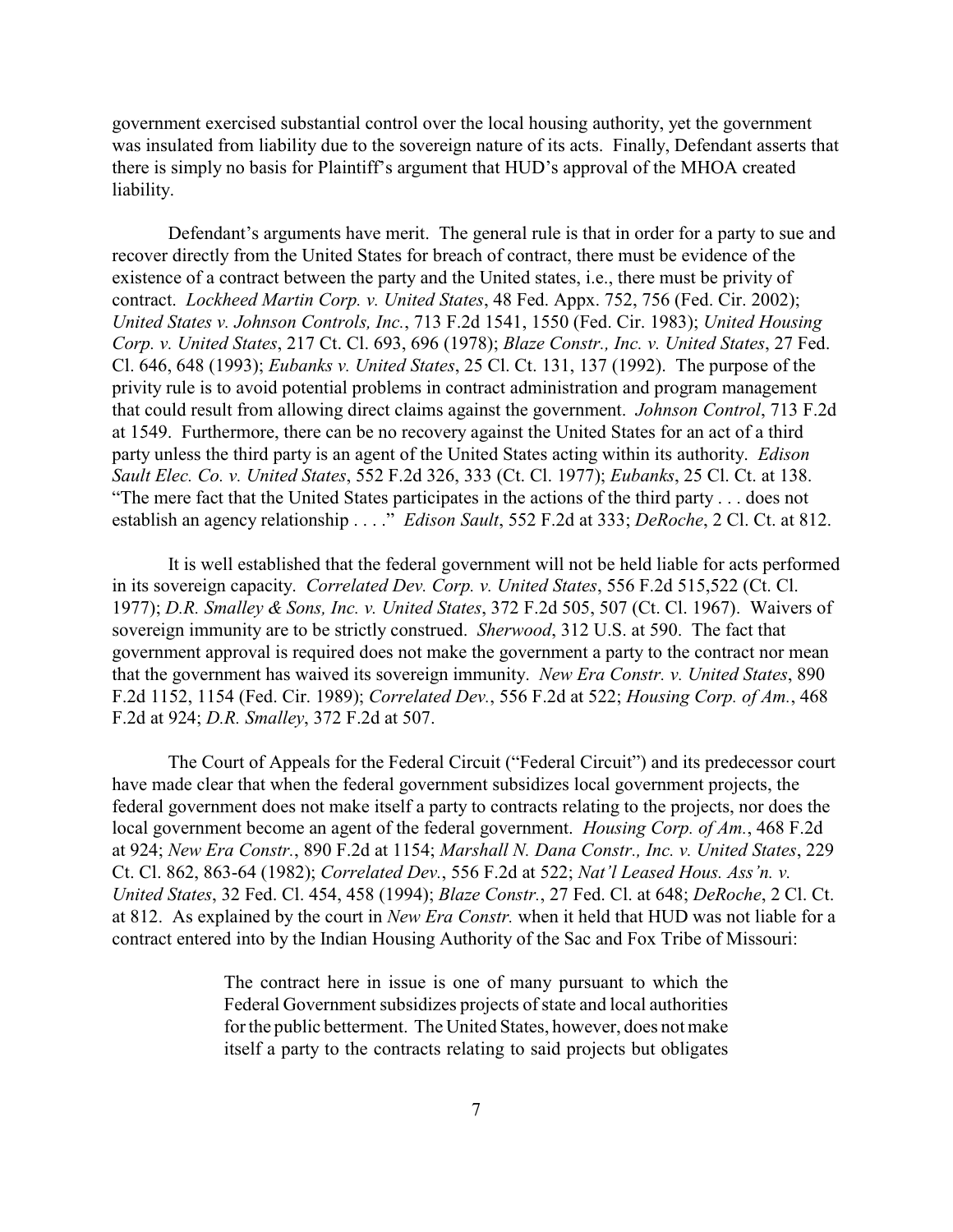government exercised substantial control over the local housing authority, yet the government was insulated from liability due to the sovereign nature of its acts. Finally, Defendant asserts that there is simply no basis for Plaintiff's argument that HUD's approval of the MHOA created liability.

Defendant's arguments have merit. The general rule is that in order for a party to sue and recover directly from the United States for breach of contract, there must be evidence of the existence of a contract between the party and the United states, i.e., there must be privity of contract. *Lockheed Martin Corp. v. United States*, 48 Fed. Appx. 752, 756 (Fed. Cir. 2002); *United States v. Johnson Controls, Inc.*, 713 F.2d 1541, 1550 (Fed. Cir. 1983); *United Housing Corp. v. United States*, 217 Ct. Cl. 693, 696 (1978); *Blaze Constr., Inc. v. United States*, 27 Fed. Cl. 646, 648 (1993); *Eubanks v. United States*, 25 Cl. Ct. 131, 137 (1992). The purpose of the privity rule is to avoid potential problems in contract administration and program management that could result from allowing direct claims against the government. *Johnson Control*, 713 F.2d at 1549. Furthermore, there can be no recovery against the United States for an act of a third party unless the third party is an agent of the United States acting within its authority. *Edison Sault Elec. Co. v. United States*, 552 F.2d 326, 333 (Ct. Cl. 1977); *Eubanks*, 25 Cl. Ct. at 138. "The mere fact that the United States participates in the actions of the third party . . . does not establish an agency relationship . . . ." *Edison Sault*, 552 F.2d at 333; *DeRoche*, 2 Cl. Ct. at 812.

It is well established that the federal government will not be held liable for acts performed in its sovereign capacity. *Correlated Dev. Corp. v. United States*, 556 F.2d 515,522 (Ct. Cl. 1977); *D.R. Smalley & Sons, Inc. v. United States*, 372 F.2d 505, 507 (Ct. Cl. 1967). Waivers of sovereign immunity are to be strictly construed. *Sherwood*, 312 U.S. at 590. The fact that government approval is required does not make the government a party to the contract nor mean that the government has waived its sovereign immunity. *New Era Constr. v. United States*, 890 F.2d 1152, 1154 (Fed. Cir. 1989); *Correlated Dev.*, 556 F.2d at 522; *Housing Corp. of Am.*, 468 F.2d at 924; *D.R. Smalley*, 372 F.2d at 507.

The Court of Appeals for the Federal Circuit ("Federal Circuit") and its predecessor court have made clear that when the federal government subsidizes local government projects, the federal government does not make itself a party to contracts relating to the projects, nor does the local government become an agent of the federal government. *Housing Corp. of Am.*, 468 F.2d at 924; *New Era Constr.*, 890 F.2d at 1154; *Marshall N. Dana Constr., Inc. v. United States*, 229 Ct. Cl. 862, 863-64 (1982); *Correlated Dev.*, 556 F.2d at 522; *Nat'l Leased Hous. Ass'n. v. United States*, 32 Fed. Cl. 454, 458 (1994); *Blaze Constr.*, 27 Fed. Cl. at 648; *DeRoche*, 2 Cl. Ct. at 812. As explained by the court in *New Era Constr.* when it held that HUD was not liable for a contract entered into by the Indian Housing Authority of the Sac and Fox Tribe of Missouri:

> The contract here in issue is one of many pursuant to which the Federal Government subsidizes projects of state and local authorities for the public betterment. The United States, however, does not make itself a party to the contracts relating to said projects but obligates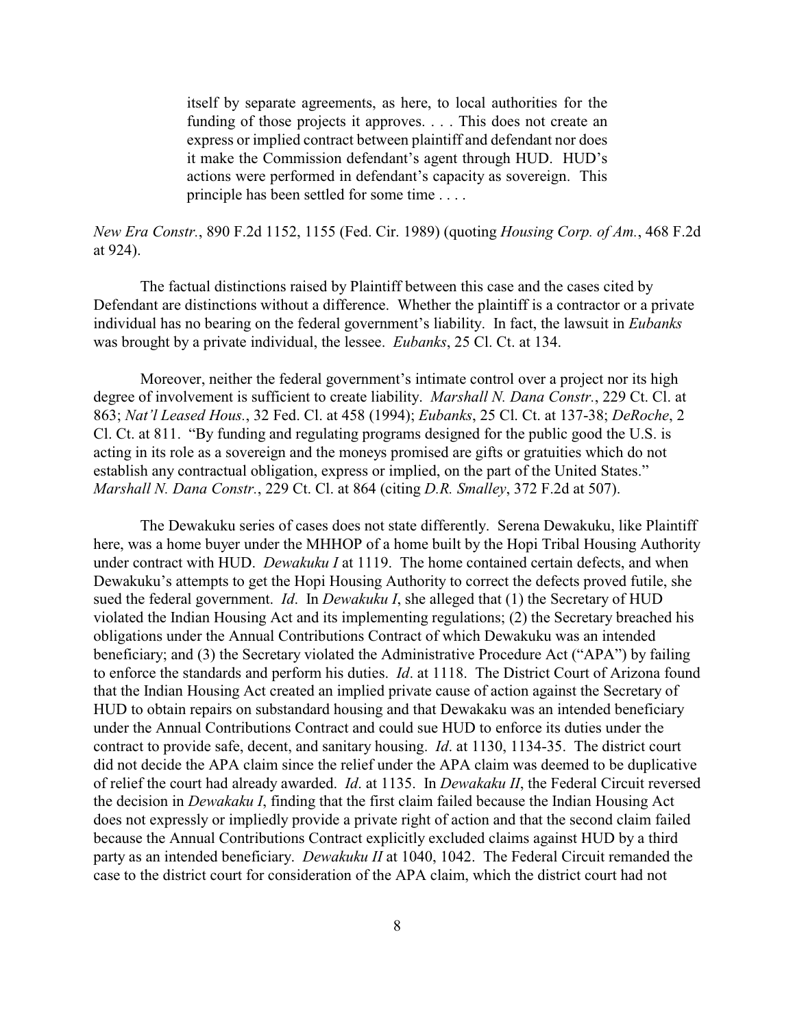> itself by separate agreements, as here, to local authorities for the funding of those projects it approves. . . . This does not create an express or implied contract between plaintiff and defendant nor does it make the Commission defendant's agent through HUD. HUD's actions were performed in defendant's capacity as sovereign. This principle has been settled for some time . . . .

*New Era Constr.*, 890 F.2d 1152, 1155 (Fed. Cir. 1989) (quoting *Housing Corp. of Am.*, 468 F.2d at 924).

The factual distinctions raised by Plaintiff between this case and the cases cited by Defendant are distinctions without a difference. Whether the plaintiff is a contractor or a private individual has no bearing on the federal government's liability. In fact, the lawsuit in *Eubanks* was brought by a private individual, the lessee. *Eubanks*, 25 Cl. Ct. at 134.

Moreover, neither the federal government's intimate control over a project nor its high degree of involvement is sufficient to create liability. *Marshall N. Dana Constr.*, 229 Ct. Cl. at 863; *Nat'l Leased Hous.*, 32 Fed. Cl. at 458 (1994); *Eubanks*, 25 Cl. Ct. at 137-38; *DeRoche*, 2 Cl. Ct. at 811. "By funding and regulating programs designed for the public good the U.S. is acting in its role as a sovereign and the moneys promised are gifts or gratuities which do not establish any contractual obligation, express or implied, on the part of the United States." *Marshall N. Dana Constr.*, 229 Ct. Cl. at 864 (citing *D.R. Smalley*, 372 F.2d at 507).

The Dewakuku series of cases does not state differently. Serena Dewakuku, like Plaintiff here, was a home buyer under the MHHOP of a home built by the Hopi Tribal Housing Authority under contract with HUD. *Dewakuku I* at 1119. The home contained certain defects, and when Dewakuku's attempts to get the Hopi Housing Authority to correct the defects proved futile, she sued the federal government. *Id*. In *Dewakuku I*, she alleged that (1) the Secretary of HUD violated the Indian Housing Act and its implementing regulations; (2) the Secretary breached his obligations under the Annual Contributions Contract of which Dewakuku was an intended beneficiary; and (3) the Secretary violated the Administrative Procedure Act ("APA") by failing to enforce the standards and perform his duties. *Id*. at 1118. The District Court of Arizona found that the Indian Housing Act created an implied private cause of action against the Secretary of HUD to obtain repairs on substandard housing and that Dewakaku was an intended beneficiary under the Annual Contributions Contract and could sue HUD to enforce its duties under the contract to provide safe, decent, and sanitary housing. *Id*. at 1130, 1134-35. The district court did not decide the APA claim since the relief under the APA claim was deemed to be duplicative of relief the court had already awarded. *Id*. at 1135. In *Dewakaku II*, the Federal Circuit reversed the decision in *Dewakaku I*, finding that the first claim failed because the Indian Housing Act does not expressly or impliedly provide a private right of action and that the second claim failed because the Annual Contributions Contract explicitly excluded claims against HUD by a third party as an intended beneficiary. *Dewakuku II* at 1040, 1042. The Federal Circuit remanded the case to the district court for consideration of the APA claim, which the district court had not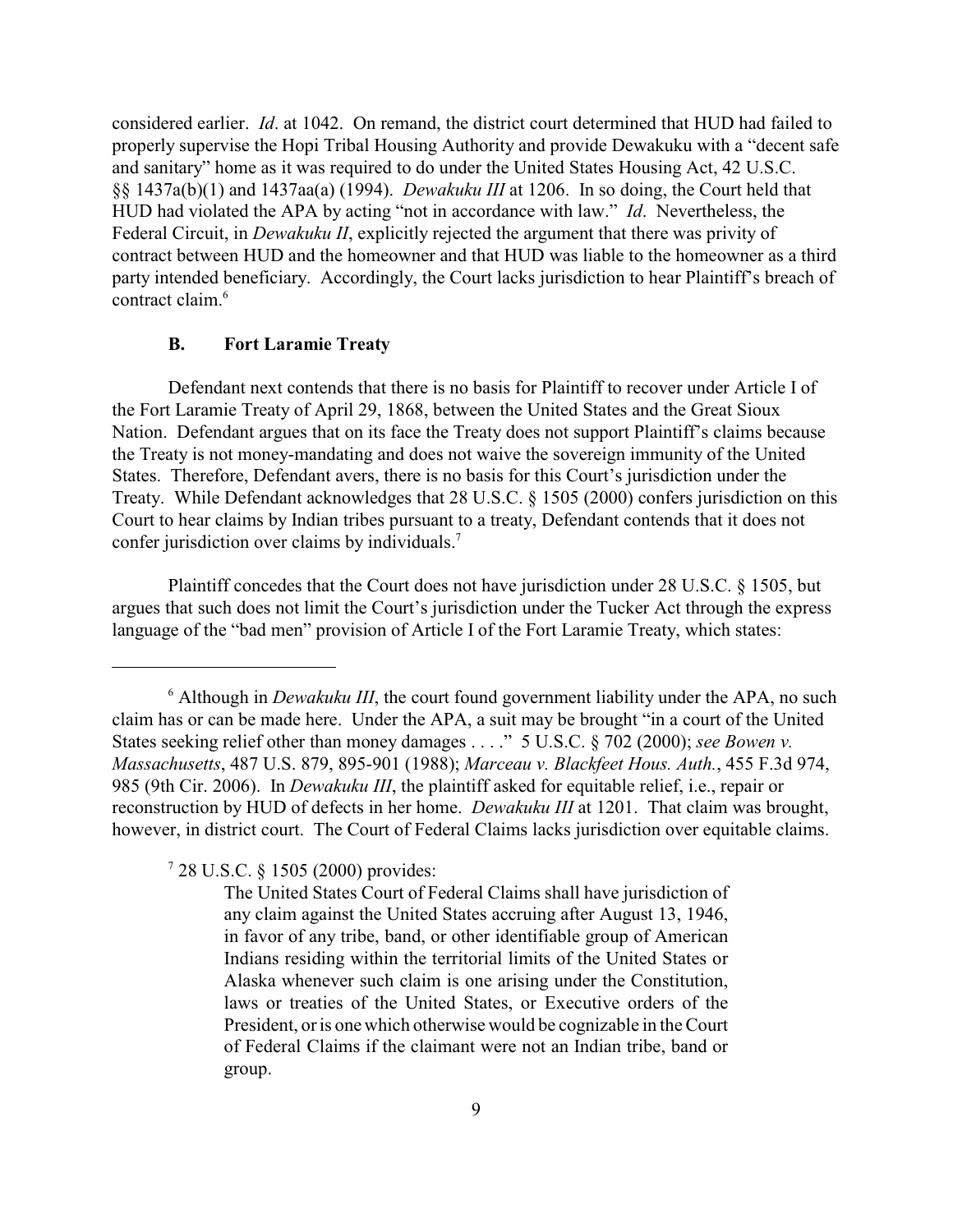considered earlier. *Id*. at 1042. On remand, the district court determined that HUD had failed to properly supervise the Hopi Tribal Housing Authority and provide Dewakuku with a "decent safe and sanitary" home as it was required to do under the United States Housing Act, 42 U.S.C. §§ 1437a(b)(1) and 1437aa(a) (1994). *Dewakuku III* at 1206. In so doing, the Court held that HUD had violated the APA by acting "not in accordance with law." *Id*. Nevertheless, the Federal Circuit, in *Dewakuku II*, explicitly rejected the argument that there was privity of contract between HUD and the homeowner and that HUD was liable to the homeowner as a third party intended beneficiary. Accordingly, the Court lacks jurisdiction to hear Plaintiff's breach of contract claim.[6]

### B. Fort Laramie Treaty

Defendant next contends that there is no basis for Plaintiff to recover under Article I of the Fort Laramie Treaty of April 29, 1868, between the United States and the Great Sioux Nation. Defendant argues that on its face the Treaty does not support Plaintiff's claims because the Treaty is not money-mandating and does not waive the sovereign immunity of the United States. Therefore, Defendant avers, there is no basis for this Court's jurisdiction under the Treaty. While Defendant acknowledges that 28 U.S.C. § 1505 (2000) confers jurisdiction on this Court to hear claims by Indian tribes pursuant to a treaty, Defendant contends that it does not confer jurisdiction over claims by individuals.[7]

Plaintiff concedes that the Court does not have jurisdiction under 28 U.S.C. § 1505, but argues that such does not limit the Court's jurisdiction under the Tucker Act through the express language of the "bad men" provision of Article I of the Fort Laramie Treaty, which states:

---

[6] Although in *Dewakuku III*, the court found government liability under the APA, no such claim has or can be made here. Under the APA, a suit may be brought "in a court of the United States seeking relief other than money damages . . . ." 5 U.S.C. § 702 (2000); *see Bowen v. Massachusetts*, 487 U.S. 879, 895-901 (1988); *Marceau v. Blackfeet Hous. Auth.*, 455 F.3d 974, 985 (9th Cir. 2006). In *Dewakuku III*, the plaintiff asked for equitable relief, i.e., repair or reconstruction by HUD of defects in her home. *Dewakuku III* at 1201. That claim was brought, however, in district court. The Court of Federal Claims lacks jurisdiction over equitable claims.

[7] 28 U.S.C. § 1505 (2000) provides:

> The United States Court of Federal Claims shall have jurisdiction of any claim against the United States accruing after August 13, 1946, in favor of any tribe, band, or other identifiable group of American Indians residing within the territorial limits of the United States or Alaska whenever such claim is one arising under the Constitution, laws or treaties of the United States, or Executive orders of the President, or is one which otherwise would be cognizable in the Court of Federal Claims if the claimant were not an Indian tribe, band or group.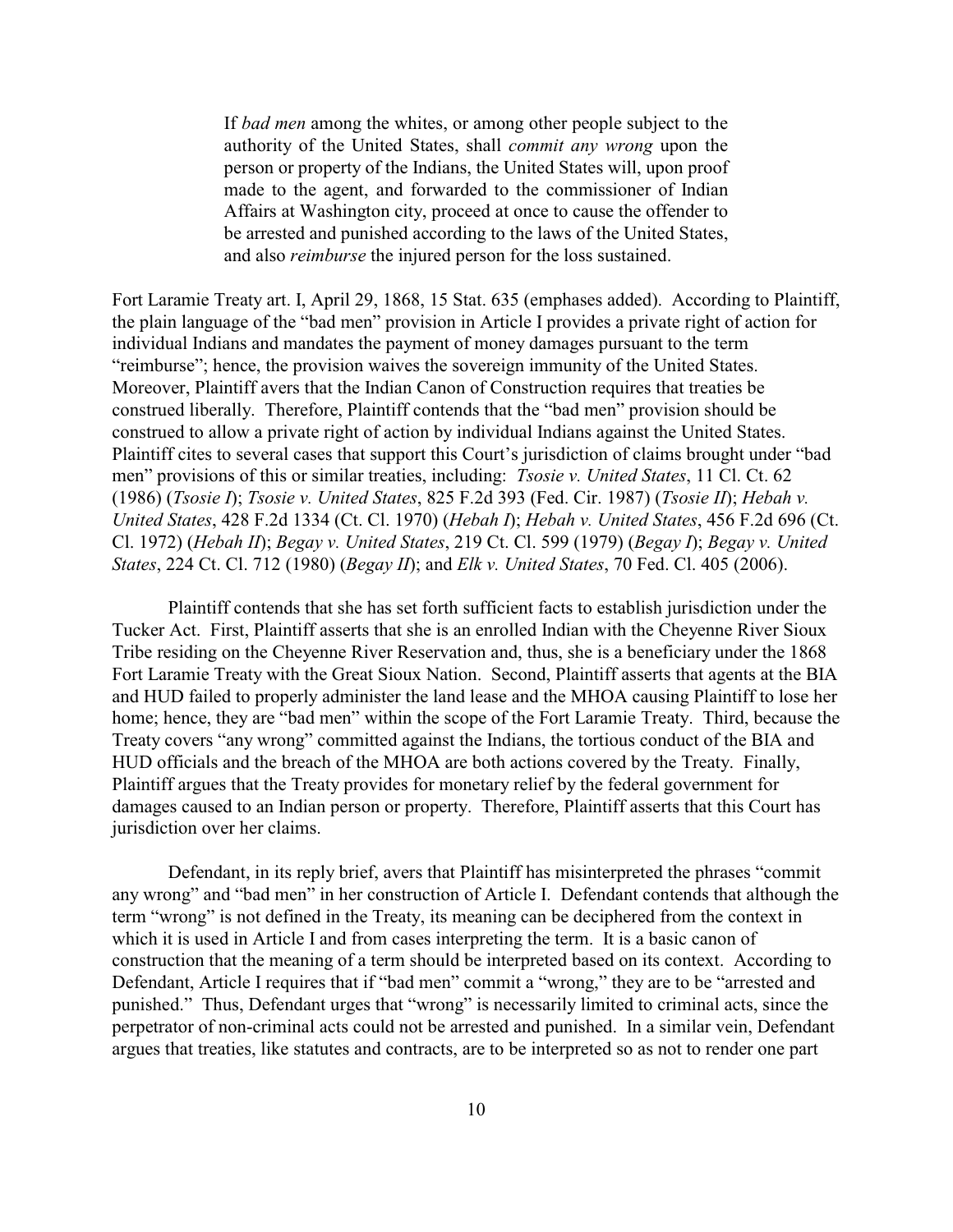> If *bad men* among the whites, or among other people subject to the authority of the United States, shall *commit any wrong* upon the person or property of the Indians, the United States will, upon proof made to the agent, and forwarded to the commissioner of Indian Affairs at Washington city, proceed at once to cause the offender to be arrested and punished according to the laws of the United States, and also *reimburse* the injured person for the loss sustained.

Fort Laramie Treaty art. I, April 29, 1868, 15 Stat. 635 (emphases added). According to Plaintiff, the plain language of the "bad men" provision in Article I provides a private right of action for individual Indians and mandates the payment of money damages pursuant to the term "reimburse"; hence, the provision waives the sovereign immunity of the United States. Moreover, Plaintiff avers that the Indian Canon of Construction requires that treaties be construed liberally. Therefore, Plaintiff contends that the "bad men" provision should be construed to allow a private right of action by individual Indians against the United States. Plaintiff cites to several cases that support this Court's jurisdiction of claims brought under "bad men" provisions of this or similar treaties, including: *Tsosie v. United States*, 11 Cl. Ct. 62 (1986) (*Tsosie I*); *Tsosie v. United States*, 825 F.2d 393 (Fed. Cir. 1987) (*Tsosie II*); *Hebah v. United States*, 428 F.2d 1334 (Ct. Cl. 1970) (*Hebah I*); *Hebah v. United States*, 456 F.2d 696 (Ct. Cl. 1972) (*Hebah II*); *Begay v. United States*, 219 Ct. Cl. 599 (1979) (*Begay I*); *Begay v. United States*, 224 Ct. Cl. 712 (1980) (*Begay II*); and *Elk v. United States*, 70 Fed. Cl. 405 (2006).

Plaintiff contends that she has set forth sufficient facts to establish jurisdiction under the Tucker Act. First, Plaintiff asserts that she is an enrolled Indian with the Cheyenne River Sioux Tribe residing on the Cheyenne River Reservation and, thus, she is a beneficiary under the 1868 Fort Laramie Treaty with the Great Sioux Nation. Second, Plaintiff asserts that agents at the BIA and HUD failed to properly administer the land lease and the MHOA causing Plaintiff to lose her home; hence, they are "bad men" within the scope of the Fort Laramie Treaty. Third, because the Treaty covers "any wrong" committed against the Indians, the tortious conduct of the BIA and HUD officials and the breach of the MHOA are both actions covered by the Treaty. Finally, Plaintiff argues that the Treaty provides for monetary relief by the federal government for damages caused to an Indian person or property. Therefore, Plaintiff asserts that this Court has jurisdiction over her claims.

Defendant, in its reply brief, avers that Plaintiff has misinterpreted the phrases "commit any wrong" and "bad men" in her construction of Article I. Defendant contends that although the term "wrong" is not defined in the Treaty, its meaning can be deciphered from the context in which it is used in Article I and from cases interpreting the term. It is a basic canon of construction that the meaning of a term should be interpreted based on its context. According to Defendant, Article I requires that if "bad men" commit a "wrong," they are to be "arrested and punished." Thus, Defendant urges that "wrong" is necessarily limited to criminal acts, since the perpetrator of non-criminal acts could not be arrested and punished. In a similar vein, Defendant argues that treaties, like statutes and contracts, are to be interpreted so as not to render one part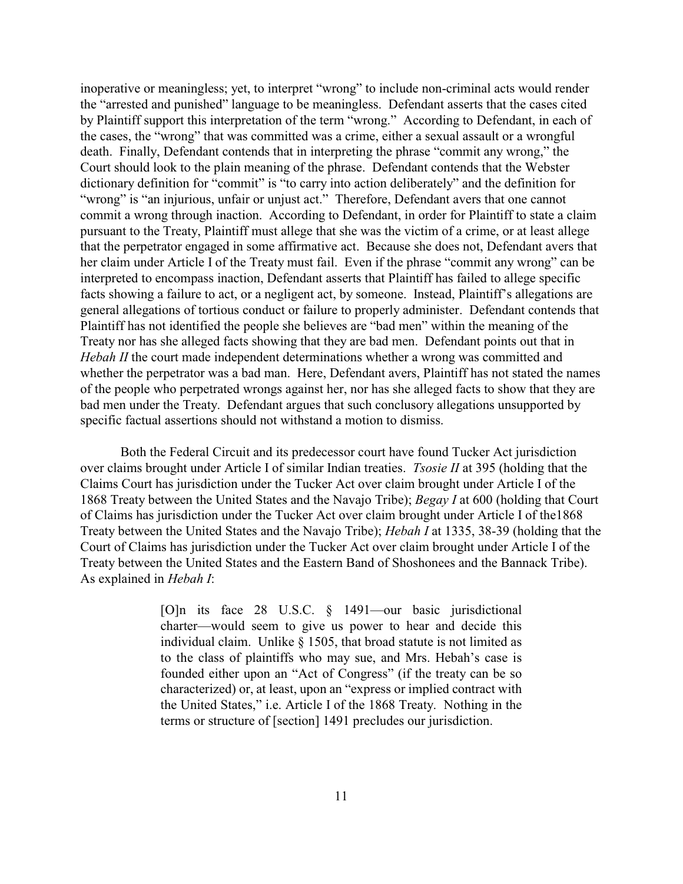inoperative or meaningless; yet, to interpret "wrong" to include non-criminal acts would render the "arrested and punished" language to be meaningless. Defendant asserts that the cases cited by Plaintiff support this interpretation of the term "wrong." According to Defendant, in each of the cases, the "wrong" that was committed was a crime, either a sexual assault or a wrongful death. Finally, Defendant contends that in interpreting the phrase "commit any wrong," the Court should look to the plain meaning of the phrase. Defendant contends that the Webster dictionary definition for "commit" is "to carry into action deliberately" and the definition for "wrong" is "an injurious, unfair or unjust act." Therefore, Defendant avers that one cannot commit a wrong through inaction. According to Defendant, in order for Plaintiff to state a claim pursuant to the Treaty, Plaintiff must allege that she was the victim of a crime, or at least allege that the perpetrator engaged in some affirmative act. Because she does not, Defendant avers that her claim under Article I of the Treaty must fail. Even if the phrase "commit any wrong" can be interpreted to encompass inaction, Defendant asserts that Plaintiff has failed to allege specific facts showing a failure to act, or a negligent act, by someone. Instead, Plaintiff's allegations are general allegations of tortious conduct or failure to properly administer. Defendant contends that Plaintiff has not identified the people she believes are "bad men" within the meaning of the Treaty nor has she alleged facts showing that they are bad men. Defendant points out that in *Hebah II* the court made independent determinations whether a wrong was committed and whether the perpetrator was a bad man. Here, Defendant avers, Plaintiff has not stated the names of the people who perpetrated wrongs against her, nor has she alleged facts to show that they are bad men under the Treaty. Defendant argues that such conclusory allegations unsupported by specific factual assertions should not withstand a motion to dismiss.

Both the Federal Circuit and its predecessor court have found Tucker Act jurisdiction over claims brought under Article I of similar Indian treaties. *Tsosie II* at 395 (holding that the Claims Court has jurisdiction under the Tucker Act over claim brought under Article I of the 1868 Treaty between the United States and the Navajo Tribe); *Begay I* at 600 (holding that Court of Claims has jurisdiction under the Tucker Act over claim brought under Article I of the1868 Treaty between the United States and the Navajo Tribe); *Hebah I* at 1335, 38-39 (holding that the Court of Claims has jurisdiction under the Tucker Act over claim brought under Article I of the Treaty between the United States and the Eastern Band of Shoshonees and the Bannack Tribe). As explained in *Hebah I*:

> [O]n its face 28 U.S.C. § 1491—our basic jurisdictional charter—would seem to give us power to hear and decide this individual claim. Unlike § 1505, that broad statute is not limited as to the class of plaintiffs who may sue, and Mrs. Hebah's case is founded either upon an "Act of Congress" (if the treaty can be so characterized) or, at least, upon an "express or implied contract with the United States," i.e. Article I of the 1868 Treaty. Nothing in the terms or structure of [section] 1491 precludes our jurisdiction.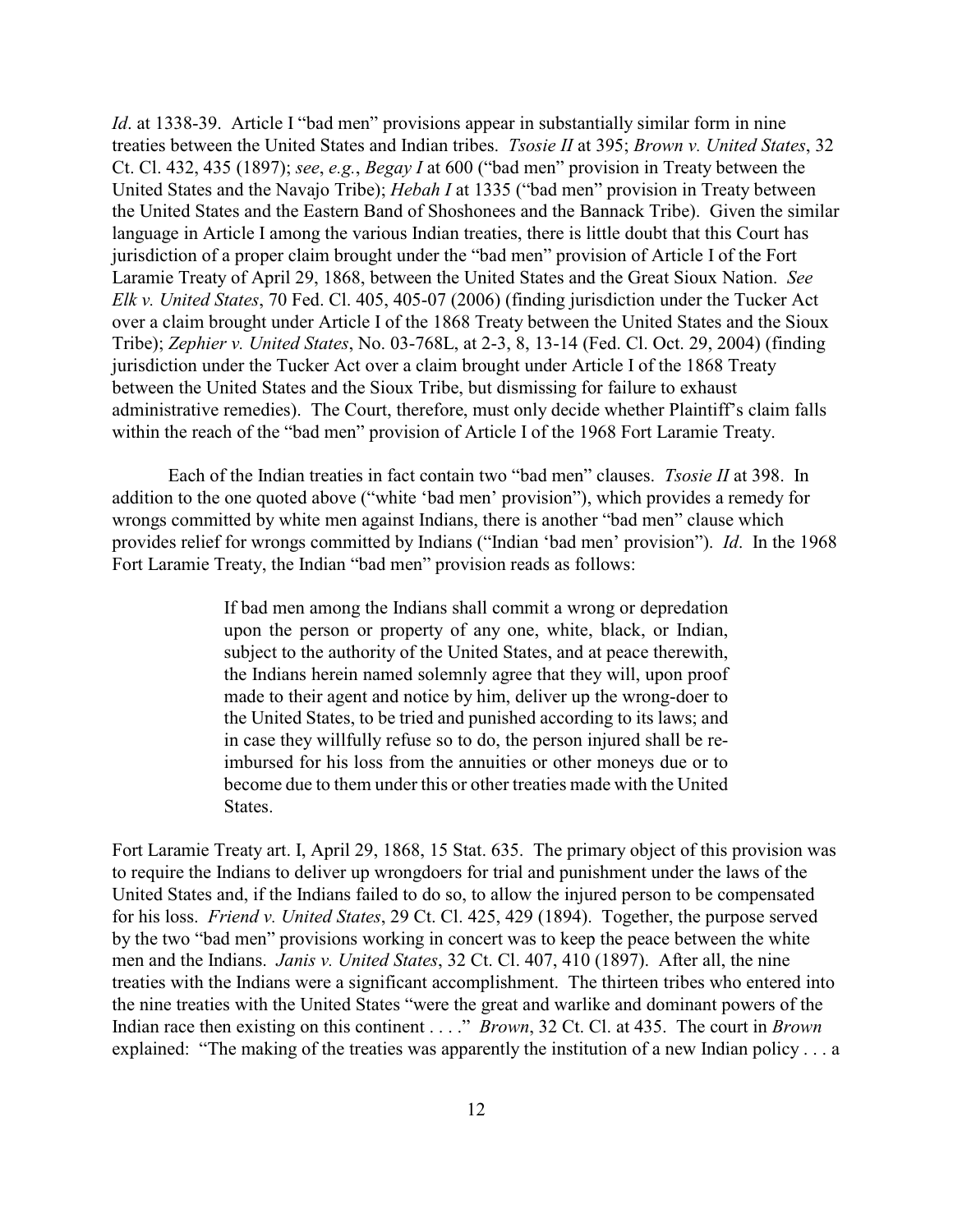*Id*. at 1338-39. Article I "bad men" provisions appear in substantially similar form in nine treaties between the United States and Indian tribes. *Tsosie II* at 395; *Brown v. United States*, 32 Ct. Cl. 432, 435 (1897); *see*, *e.g.*, *Begay I* at 600 ("bad men" provision in Treaty between the United States and the Navajo Tribe); *Hebah I* at 1335 ("bad men" provision in Treaty between the United States and the Eastern Band of Shoshonees and the Bannack Tribe). Given the similar language in Article I among the various Indian treaties, there is little doubt that this Court has jurisdiction of a proper claim brought under the "bad men" provision of Article I of the Fort Laramie Treaty of April 29, 1868, between the United States and the Great Sioux Nation. *See Elk v. United States*, 70 Fed. Cl. 405, 405-07 (2006) (finding jurisdiction under the Tucker Act over a claim brought under Article I of the 1868 Treaty between the United States and the Sioux Tribe); *Zephier v. United States*, No. 03-768L, at 2-3, 8, 13-14 (Fed. Cl. Oct. 29, 2004) (finding jurisdiction under the Tucker Act over a claim brought under Article I of the 1868 Treaty between the United States and the Sioux Tribe, but dismissing for failure to exhaust administrative remedies). The Court, therefore, must only decide whether Plaintiff's claim falls within the reach of the "bad men" provision of Article I of the 1968 Fort Laramie Treaty.

Each of the Indian treaties in fact contain two "bad men" clauses. *Tsosie II* at 398. In addition to the one quoted above ("white 'bad men' provision"), which provides a remedy for wrongs committed by white men against Indians, there is another "bad men" clause which provides relief for wrongs committed by Indians ("Indian 'bad men' provision"). *Id*. In the 1968 Fort Laramie Treaty, the Indian "bad men" provision reads as follows:

> If bad men among the Indians shall commit a wrong or depredation upon the person or property of any one, white, black, or Indian, subject to the authority of the United States, and at peace therewith, the Indians herein named solemnly agree that they will, upon proof made to their agent and notice by him, deliver up the wrong-doer to the United States, to be tried and punished according to its laws; and in case they willfully refuse so to do, the person injured shall be re-imbursed for his loss from the annuities or other moneys due or to become due to them under this or other treaties made with the United States.

Fort Laramie Treaty art. I, April 29, 1868, 15 Stat. 635. The primary object of this provision was to require the Indians to deliver up wrongdoers for trial and punishment under the laws of the United States and, if the Indians failed to do so, to allow the injured person to be compensated for his loss. *Friend v. United States*, 29 Ct. Cl. 425, 429 (1894). Together, the purpose served by the two "bad men" provisions working in concert was to keep the peace between the white men and the Indians. *Janis v. United States*, 32 Ct. Cl. 407, 410 (1897). After all, the nine treaties with the Indians were a significant accomplishment. The thirteen tribes who entered into the nine treaties with the United States "were the great and warlike and dominant powers of the Indian race then existing on this continent . . . ." *Brown*, 32 Ct. Cl. at 435. The court in *Brown* explained: "The making of the treaties was apparently the institution of a new Indian policy . . . a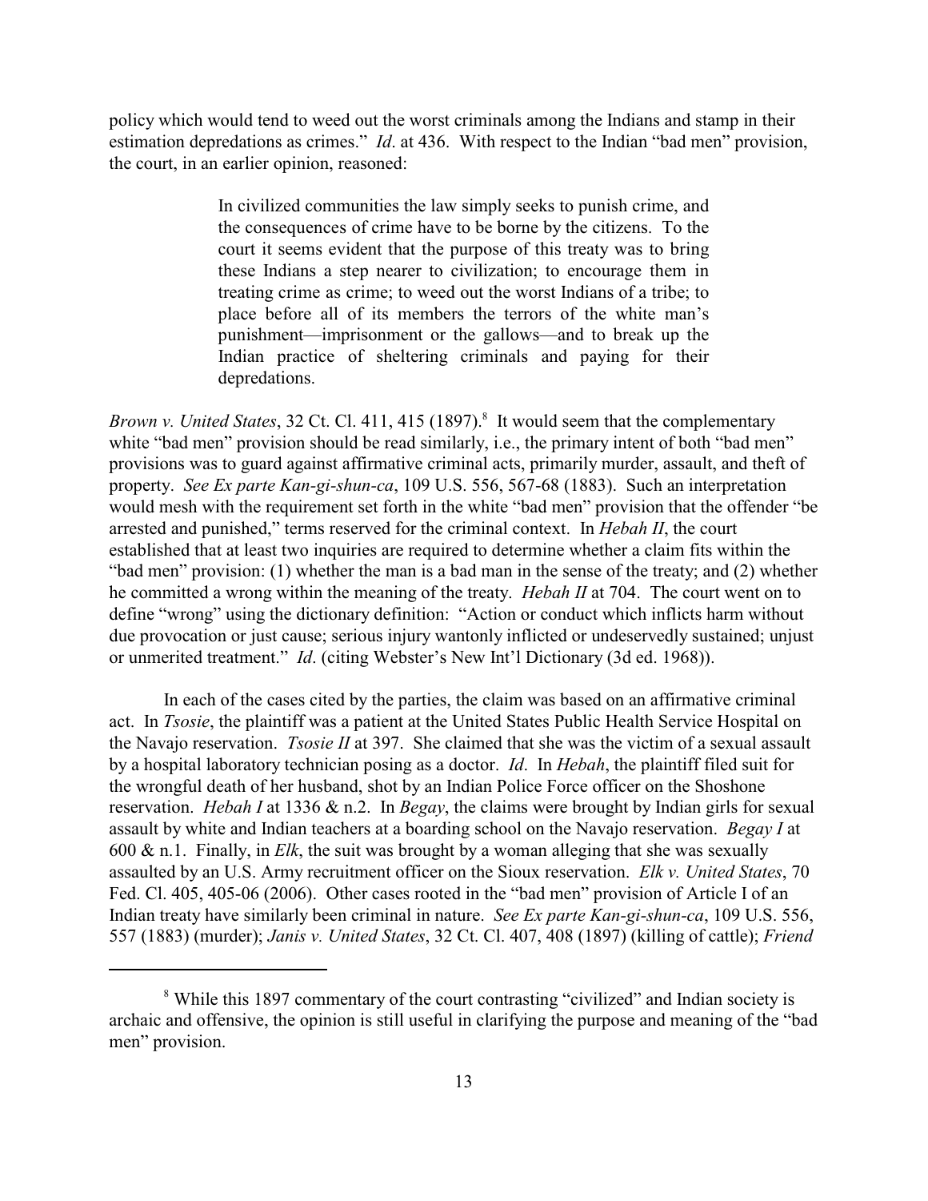policy which would tend to weed out the worst criminals among the Indians and stamp in their estimation depredations as crimes." *Id*. at 436. With respect to the Indian "bad men" provision, the court, in an earlier opinion, reasoned:

> In civilized communities the law simply seeks to punish crime, and the consequences of crime have to be borne by the citizens. To the court it seems evident that the purpose of this treaty was to bring these Indians a step nearer to civilization; to encourage them in treating crime as crime; to weed out the worst Indians of a tribe; to place before all of its members the terrors of the white man's punishment—imprisonment or the gallows—and to break up the Indian practice of sheltering criminals and paying for their depredations.

*Brown v. United States*, 32 Ct. Cl. 411, 415 (1897).[8] It would seem that the complementary white "bad men" provision should be read similarly, i.e., the primary intent of both "bad men" provisions was to guard against affirmative criminal acts, primarily murder, assault, and theft of property. *See Ex parte Kan-gi-shun-ca*, 109 U.S. 556, 567-68 (1883). Such an interpretation would mesh with the requirement set forth in the white "bad men" provision that the offender "be arrested and punished," terms reserved for the criminal context. In *Hebah II*, the court established that at least two inquiries are required to determine whether a claim fits within the "bad men" provision: (1) whether the man is a bad man in the sense of the treaty; and (2) whether he committed a wrong within the meaning of the treaty. *Hebah II* at 704. The court went on to define "wrong" using the dictionary definition: "Action or conduct which inflicts harm without due provocation or just cause; serious injury wantonly inflicted or undeservedly sustained; unjust or unmerited treatment." *Id*. (citing Webster's New Int'l Dictionary (3d ed. 1968)).

In each of the cases cited by the parties, the claim was based on an affirmative criminal act. In *Tsosie*, the plaintiff was a patient at the United States Public Health Service Hospital on the Navajo reservation. *Tsosie II* at 397. She claimed that she was the victim of a sexual assault by a hospital laboratory technician posing as a doctor. *Id*. In *Hebah*, the plaintiff filed suit for the wrongful death of her husband, shot by an Indian Police Force officer on the Shoshone reservation. *Hebah I* at 1336 & n.2. In *Begay*, the claims were brought by Indian girls for sexual assault by white and Indian teachers at a boarding school on the Navajo reservation. *Begay I* at 600 & n.1. Finally, in *Elk*, the suit was brought by a woman alleging that she was sexually assaulted by an U.S. Army recruitment officer on the Sioux reservation. *Elk v. United States*, 70 Fed. Cl. 405, 405-06 (2006). Other cases rooted in the "bad men" provision of Article I of an Indian treaty have similarly been criminal in nature. *See Ex parte Kan-gi-shun-ca*, 109 U.S. 556, 557 (1883) (murder); *Janis v. United States*, 32 Ct. Cl. 407, 408 (1897) (killing of cattle); *Friend*

[8] While this 1897 commentary of the court contrasting "civilized" and Indian society is archaic and offensive, the opinion is still useful in clarifying the purpose and meaning of the "bad men" provision.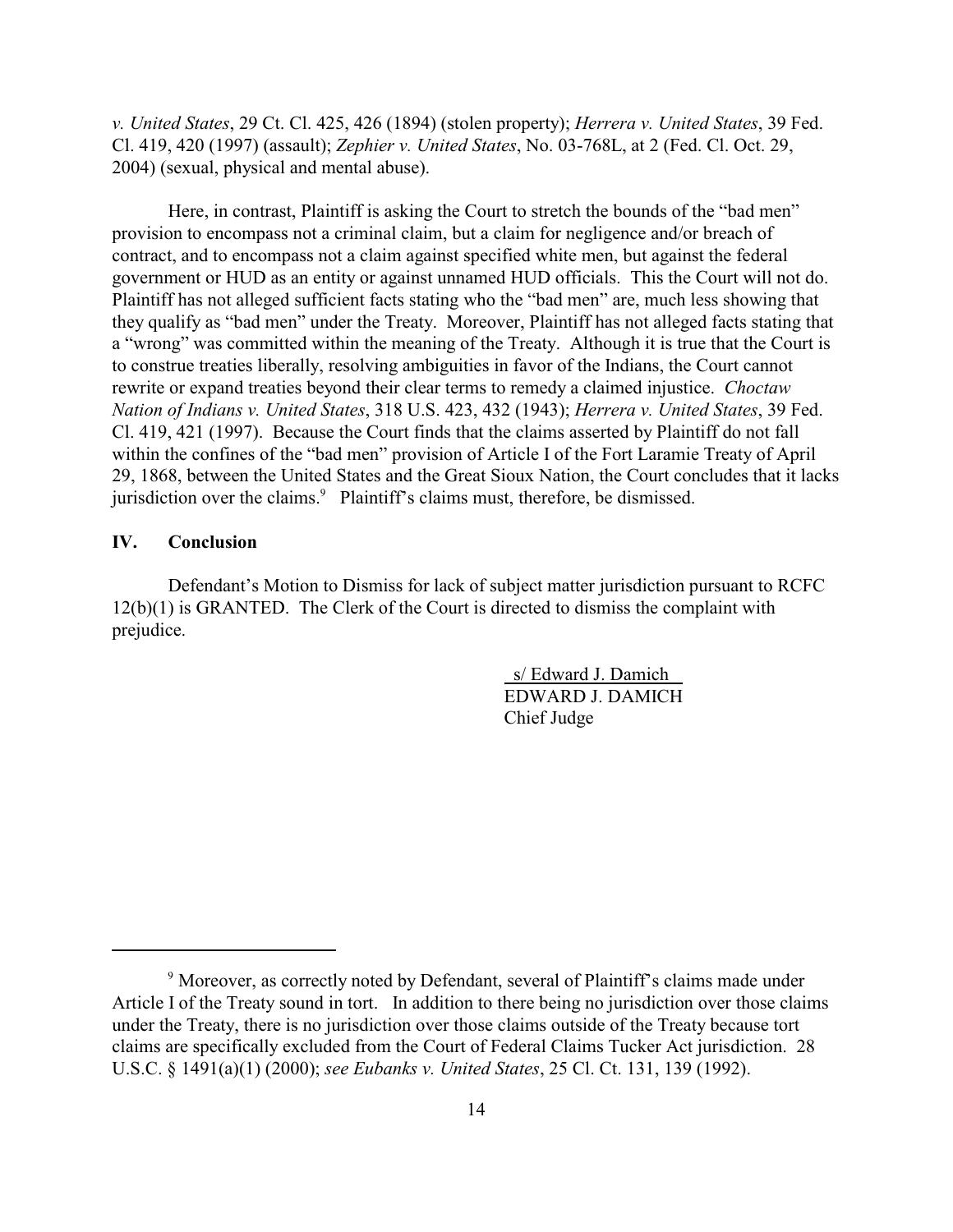*v. United States*, 29 Ct. Cl. 425, 426 (1894) (stolen property); *Herrera v. United States*, 39 Fed. Cl. 419, 420 (1997) (assault); *Zephier v. United States*, No. 03-768L, at 2 (Fed. Cl. Oct. 29, 2004) (sexual, physical and mental abuse).

Here, in contrast, Plaintiff is asking the Court to stretch the bounds of the "bad men" provision to encompass not a criminal claim, but a claim for negligence and/or breach of contract, and to encompass not a claim against specified white men, but against the federal government or HUD as an entity or against unnamed HUD officials. This the Court will not do. Plaintiff has not alleged sufficient facts stating who the "bad men" are, much less showing that they qualify as "bad men" under the Treaty. Moreover, Plaintiff has not alleged facts stating that a "wrong" was committed within the meaning of the Treaty. Although it is true that the Court is to construe treaties liberally, resolving ambiguities in favor of the Indians, the Court cannot rewrite or expand treaties beyond their clear terms to remedy a claimed injustice. *Choctaw Nation of Indians v. United States*, 318 U.S. 423, 432 (1943); *Herrera v. United States*, 39 Fed. Cl. 419, 421 (1997). Because the Court finds that the claims asserted by Plaintiff do not fall within the confines of the "bad men" provision of Article I of the Fort Laramie Treaty of April 29, 1868, between the United States and the Great Sioux Nation, the Court concludes that it lacks jurisdiction over the claims.[9] Plaintiff's claims must, therefore, be dismissed.

## IV. Conclusion

Defendant's Motion to Dismiss for lack of subject matter jurisdiction pursuant to RCFC 12(b)(1) is GRANTED. The Clerk of the Court is directed to dismiss the complaint with prejudice.

s/ Edward J. Damich
EDWARD J. DAMICH
Chief Judge

---

[9] Moreover, as correctly noted by Defendant, several of Plaintiff's claims made under Article I of the Treaty sound in tort. In addition to there being no jurisdiction over those claims under the Treaty, there is no jurisdiction over those claims outside of the Treaty because tort claims are specifically excluded from the Court of Federal Claims Tucker Act jurisdiction. 28 U.S.C. § 1491(a)(1) (2000); *see Eubanks v. United States*, 25 Cl. Ct. 131, 139 (1992).